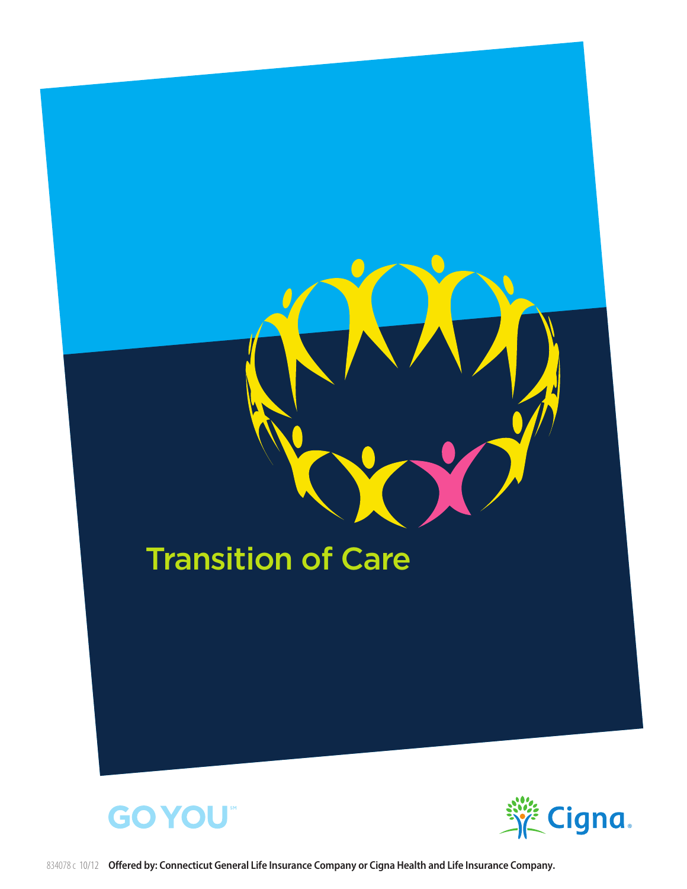# Transition of Care

GO YOU℠

Cigna.

834078 c 10/12 **Offered by: Connecticut General Life Insurance Company or Cigna Health and Life Insurance Company.**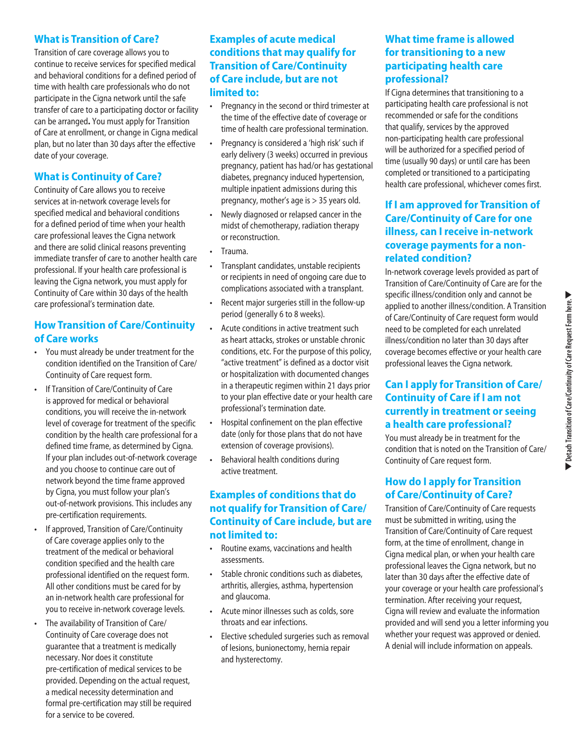## What is Transition of Care?

Transition of care coverage allows you to continue to receive services for specified medical and behavioral conditions for a defined period of time with health care professionals who do not participate in the Cigna network until the safe transfer of care to a participating doctor or facility can be arranged**.** You must apply for Transition of Care at enrollment, or change in Cigna medical plan, but no later than 30 days after the effective date of your coverage.

## What is Continuity of Care?

Continuity of Care allows you to receive services at in-network coverage levels for specified medical and behavioral conditions for a defined period of time when your health care professional leaves the Cigna network and there are solid clinical reasons preventing immediate transfer of care to another health care professional. If your health care professional is leaving the Cigna network, you must apply for Continuity of Care within 30 days of the health care professional's termination date.

## How Transition of Care/Continuity of Care works

- You must already be under treatment for the condition identified on the Transition of Care/ Continuity of Care request form.
- If Transition of Care/Continuity of Care is approved for medical or behavioral conditions, you will receive the in-network level of coverage for treatment of the specific condition by the health care professional for a defined time frame, as determined by Cigna. If your plan includes out-of-network coverage and you choose to continue care out of network beyond the time frame approved by Cigna, you must follow your plan's out-of-network provisions. This includes any pre-certification requirements.
- If approved, Transition of Care/Continuity of Care coverage applies only to the treatment of the medical or behavioral condition specified and the health care professional identified on the request form. All other conditions must be cared for by an in-network health care professional for you to receive in-network coverage levels.
- The availability of Transition of Care/ Continuity of Care coverage does not guarantee that a treatment is medically necessary. Nor does it constitute pre-certification of medical services to be provided. Depending on the actual request, a medical necessity determination and formal pre-certification may still be required for a service to be covered.

## Examples of acute medical conditions that may qualify for Transition of Care/Continuity of Care include, but are not limited to:

- Pregnancy in the second or third trimester at the time of the effective date of coverage or time of health care professional termination.
- Pregnancy is considered a 'high risk' such if early delivery (3 weeks) occurred in previous pregnancy, patient has had/or has gestational diabetes, pregnancy induced hypertension, multiple inpatient admissions during this pregnancy, mother's age is > 35 years old.
- Newly diagnosed or relapsed cancer in the midst of chemotherapy, radiation therapy or reconstruction.
- Trauma.
- Transplant candidates, unstable recipients or recipients in need of ongoing care due to complications associated with a transplant.
- Recent major surgeries still in the follow-up period (generally 6 to 8 weeks).
- Acute conditions in active treatment such as heart attacks, strokes or unstable chronic conditions, etc. For the purpose of this policy, "active treatment" is defined as a doctor visit or hospitalization with documented changes in a therapeutic regimen within 21 days prior to your plan effective date or your health care professional's termination date.
- Hospital confinement on the plan effective date (only for those plans that do not have extension of coverage provisions).
- Behavioral health conditions during active treatment.

## Examples of conditions that do not qualify for Transition of Care/ Continuity of Care include, but are not limited to:

- Routine exams, vaccinations and health assessments.
- Stable chronic conditions such as diabetes, arthritis, allergies, asthma, hypertension and glaucoma.
- Acute minor illnesses such as colds, sore throats and ear infections.
- Elective scheduled surgeries such as removal of lesions, bunionectomy, hernia repair and hysterectomy.

## What time frame is allowed for transitioning to a new participating health care professional?

If Cigna determines that transitioning to a participating health care professional is not recommended or safe for the conditions that qualify, services by the approved non-participating health care professional will be authorized for a specified period of time (usually 90 days) or until care has been completed or transitioned to a participating health care professional, whichever comes first.

## If I am approved for Transition of Care/Continuity of Care for one illness, can I receive in-network coverage payments for a non-related condition?

In-network coverage levels provided as part of Transition of Care/Continuity of Care are for the specific illness/condition only and cannot be applied to another illness/condition. A Transition of Care/Continuity of Care request form would need to be completed for each unrelated illness/condition no later than 30 days after coverage becomes effective or your health care professional leaves the Cigna network.

## Can I apply for Transition of Care/ Continuity of Care if I am not currently in treatment or seeing a health care professional?

You must already be in treatment for the condition that is noted on the Transition of Care/ Continuity of Care request form.

## How do I apply for Transition of Care/Continuity of Care?

Transition of Care/Continuity of Care requests must be submitted in writing, using the Transition of Care/Continuity of Care request form, at the time of enrollment, change in Cigna medical plan, or when your health care professional leaves the Cigna network, but no later than 30 days after the effective date of your coverage or your health care professional's termination. After receiving your request, Cigna will review and evaluate the information provided and will send you a letter informing you whether your request was approved or denied. A denial will include information on appeals.

▶ Detach Transition of Care/Continuity of Care Request Form here. ▶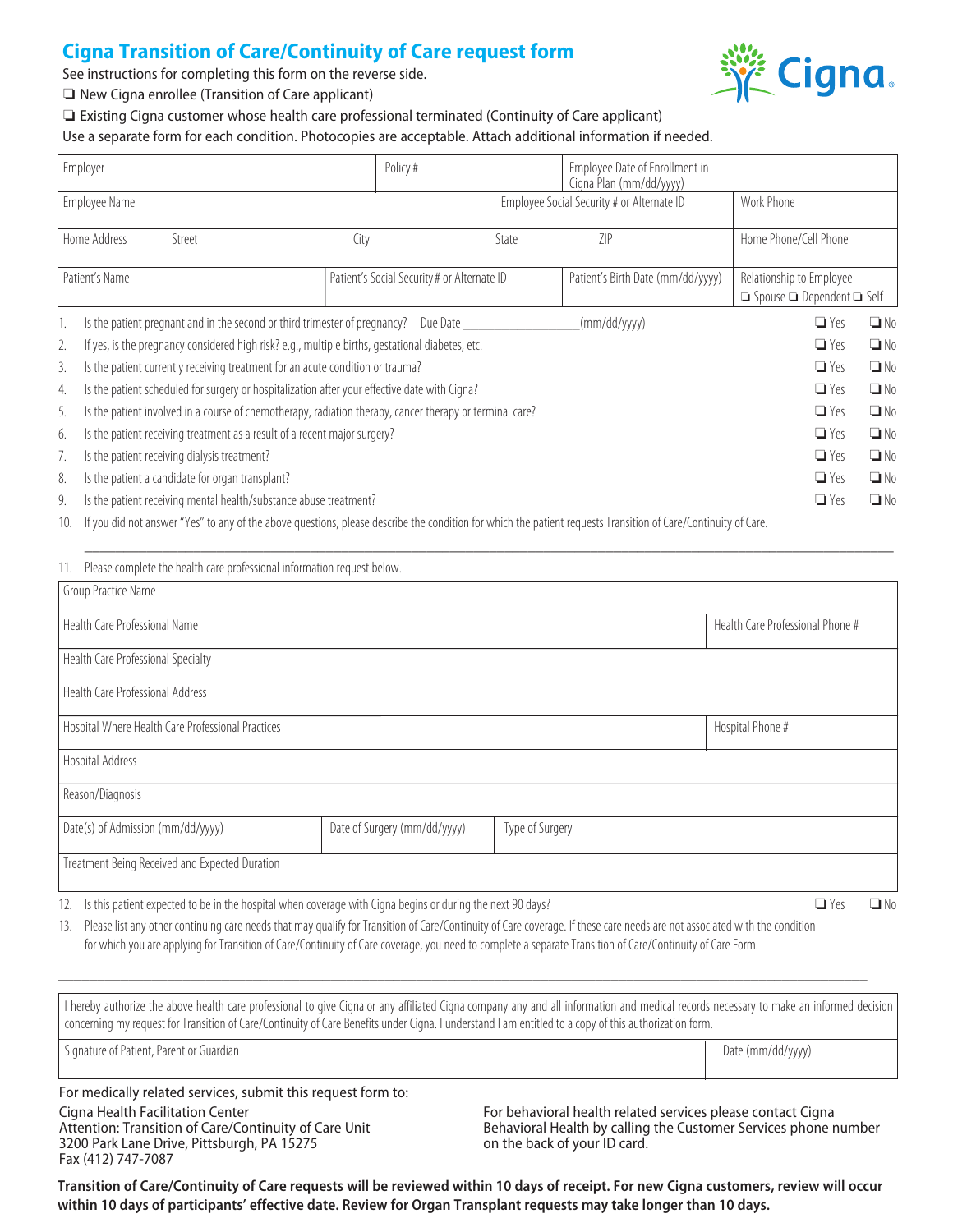# Cigna Transition of Care/Continuity of Care request form

See instructions for completing this form on the reverse side.

❏ New Cigna enrollee (Transition of Care applicant)

❏ Existing Cigna customer whose health care professional terminated (Continuity of Care applicant)

Use a separate form for each condition. Photocopies are acceptable. Attach additional information if needed.

| Employer | | Policy # | Employee Date of Enrollment in Cigna Plan (mm/dd/yyyy) |
|---|---|---|---|
| Employee Name | | Employee Social Security # or Alternate ID | Work Phone |
| Home Address Street | City | State ZIP | Home Phone/Cell Phone |
| Patient's Name | Patient's Social Security # or Alternate ID | Patient's Birth Date (mm/dd/yyyy) | Relationship to Employee ❏ Spouse ❏ Dependent ❏ Self |

1. Is the patient pregnant and in the second or third trimester of pregnancy? Due Date ________________(mm/dd/yyyy) ❏ Yes ❏ No
2. If yes, is the pregnancy considered high risk? e.g., multiple births, gestational diabetes, etc. ❏ Yes ❏ No
3. Is the patient currently receiving treatment for an acute condition or trauma? ❏ Yes ❏ No
4. Is the patient scheduled for surgery or hospitalization after your effective date with Cigna? ❏ Yes ❏ No
5. Is the patient involved in a course of chemotherapy, radiation therapy, cancer therapy or terminal care? ❏ Yes ❏ No
6. Is the patient receiving treatment as a result of a recent major surgery? ❏ Yes ❏ No
7. Is the patient receiving dialysis treatment? ❏ Yes ❏ No
8. Is the patient a candidate for organ transplant? ❏ Yes ❏ No
9. Is the patient receiving mental health/substance abuse treatment? ❏ Yes ❏ No
10. If you did not answer "Yes" to any of the above questions, please describe the condition for which the patient requests Transition of Care/Continuity of Care.

________________________________________________________________________________

11. Please complete the health care professional information request below.

| Group Practice Name | | |
|---|---|---|
| Health Care Professional Name | | Health Care Professional Phone # |
| Health Care Professional Specialty | | |
| Health Care Professional Address | | |
| Hospital Where Health Care Professional Practices | | Hospital Phone # |
| Hospital Address | | |
| Reason/Diagnosis | | |
| Date(s) of Admission (mm/dd/yyyy) | Date of Surgery (mm/dd/yyyy) | Type of Surgery |
| Treatment Being Received and Expected Duration | | |

12. Is this patient expected to be in the hospital when coverage with Cigna begins or during the next 90 days? ❏ Yes ❏ No
13. Please list any other continuing care needs that may qualify for Transition of Care/Continuity of Care coverage. If these care needs are not associated with the condition for which you are applying for Transition of Care/Continuity of Care coverage, you need to complete a separate Transition of Care/Continuity of Care Form.

________________________________________________________________________________

| I hereby authorize the above health care professional to give Cigna or any affiliated Cigna company any and all information and medical records necessary to make an informed decision concerning my request for Transition of Care/Continuity of Care Benefits under Cigna. I understand I am entitled to a copy of this authorization form. | |
|---|---|
| Signature of Patient, Parent or Guardian | Date (mm/dd/yyyy) |

For medically related services, submit this request form to:

Cigna Health Facilitation Center
Attention: Transition of Care/Continuity of Care Unit
3200 Park Lane Drive, Pittsburgh, PA 15275
Fax (412) 747-7087

For behavioral health related services please contact Cigna Behavioral Health by calling the Customer Services phone number on the back of your ID card.

**Transition of Care/Continuity of Care requests will be reviewed within 10 days of receipt. For new Cigna customers, review will occur within 10 days of participants' effective date. Review for Organ Transplant requests may take longer than 10 days.**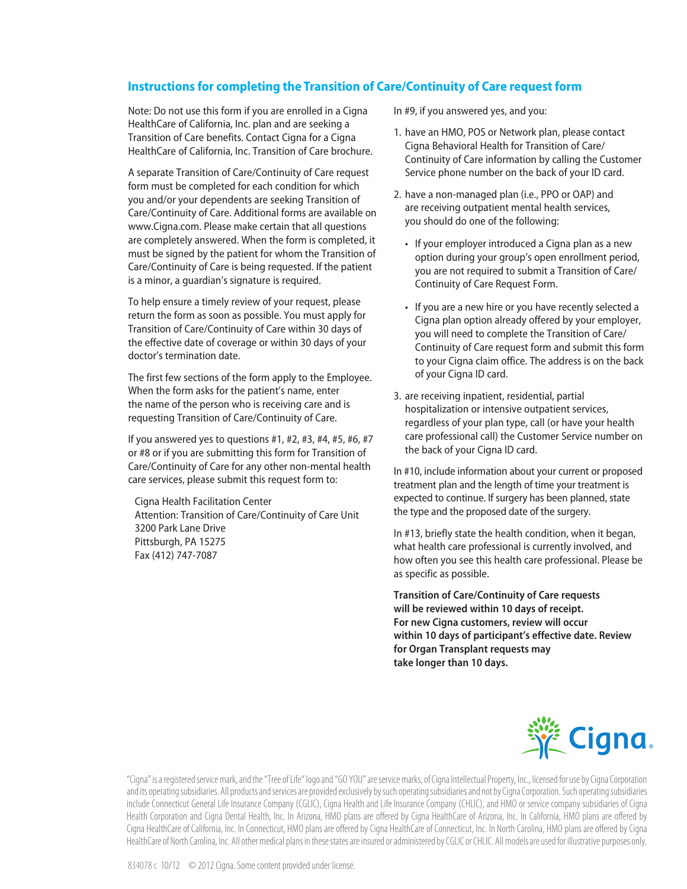## Instructions for completing the Transition of Care/Continuity of Care request form

Note: Do not use this form if you are enrolled in a Cigna HealthCare of California, Inc. plan and are seeking a Transition of Care benefits. Contact Cigna for a Cigna HealthCare of California, Inc. Transition of Care brochure.

A separate Transition of Care/Continuity of Care request form must be completed for each condition for which you and/or your dependents are seeking Transition of Care/Continuity of Care. Additional forms are available on www.Cigna.com. Please make certain that all questions are completely answered. When the form is completed, it must be signed by the patient for whom the Transition of Care/Continuity of Care is being requested. If the patient is a minor, a guardian's signature is required.

To help ensure a timely review of your request, please return the form as soon as possible. You must apply for Transition of Care/Continuity of Care within 30 days of the effective date of coverage or within 30 days of your doctor's termination date.

The first few sections of the form apply to the Employee. When the form asks for the patient's name, enter the name of the person who is receiving care and is requesting Transition of Care/Continuity of Care.

If you answered yes to questions #1, #2, #3, #4, #5, #6, #7 or #8 or if you are submitting this form for Transition of Care/Continuity of Care for any other non-mental health care services, please submit this request form to:

Cigna Health Facilitation Center
Attention: Transition of Care/Continuity of Care Unit
3200 Park Lane Drive
Pittsburgh, PA 15275
Fax (412) 747-7087

In #9, if you answered yes, and you:

1. have an HMO, POS or Network plan, please contact Cigna Behavioral Health for Transition of Care/Continuity of Care information by calling the Customer Service phone number on the back of your ID card.
2. have a non-managed plan (i.e., PPO or OAP) and are receiving outpatient mental health services, you should do one of the following:
   - If your employer introduced a Cigna plan as a new option during your group's open enrollment period, you are not required to submit a Transition of Care/Continuity of Care Request Form.
   - If you are a new hire or you have recently selected a Cigna plan option already offered by your employer, you will need to complete the Transition of Care/Continuity of Care request form and submit this form to your Cigna claim office. The address is on the back of your Cigna ID card.
3. are receiving inpatient, residential, partial hospitalization or intensive outpatient services, regardless of your plan type, call (or have your health care professional call) the Customer Service number on the back of your Cigna ID card.

In #10, include information about your current or proposed treatment plan and the length of time your treatment is expected to continue. If surgery has been planned, state the type and the proposed date of the surgery.

In #13, briefly state the health condition, when it began, what health care professional is currently involved, and how often you see this health care professional. Please be as specific as possible.

**Transition of Care/Continuity of Care requests will be reviewed within 10 days of receipt. For new Cigna customers, review will occur within 10 days of participant's effective date. Review for Organ Transplant requests may take longer than 10 days.**

Cigna.

"Cigna" is a registered service mark, and the "Tree of Life" logo and "GO YOU" are service marks, of Cigna Intellectual Property, Inc., licensed for use by Cigna Corporation and its operating subsidiaries. All products and services are provided exclusively by such operating subsidiaries and not by Cigna Corporation. Such operating subsidiaries include Connecticut General Life Insurance Company (CGLIC), Cigna Health and Life Insurance Company (CHLIC), and HMO or service company subsidiaries of Cigna Health Corporation and Cigna Dental Health, Inc. In Arizona, HMO plans are offered by Cigna HealthCare of Arizona, Inc. In California, HMO plans are offered by Cigna HealthCare of California, Inc. In Connecticut, HMO plans are offered by Cigna HealthCare of Connecticut, Inc. In North Carolina, HMO plans are offered by Cigna HealthCare of North Carolina, Inc. All other medical plans in these states are insured or administered by CGLIC or CHLIC. All models are used for illustrative purposes only.

834078 c 10/12 © 2012 Cigna. Some content provided under license.